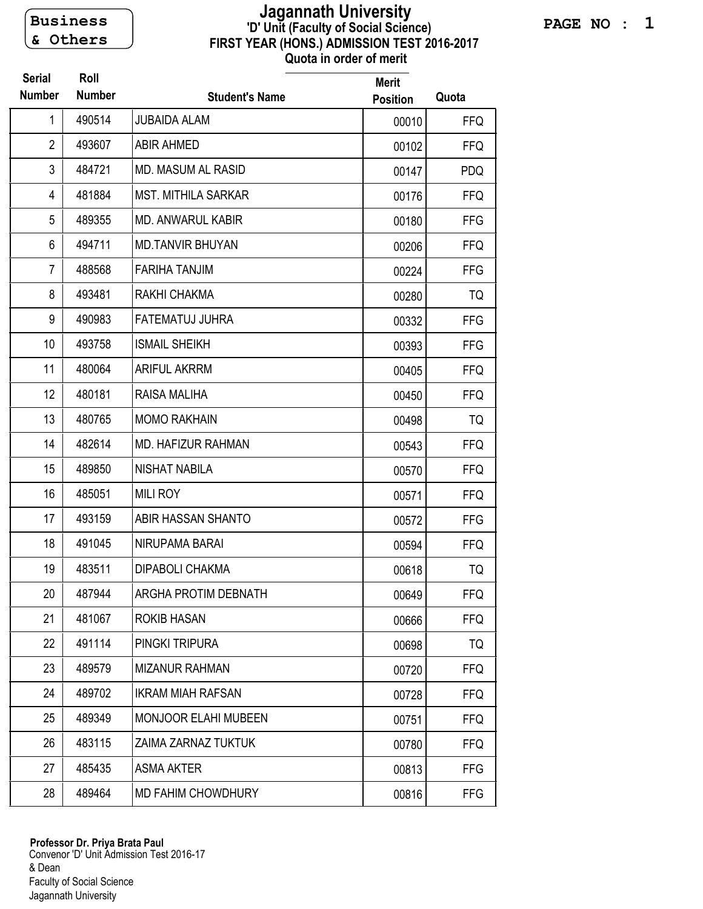Business & Others

# Jagannath University

## 'D' Unit (Faculty of Social Science)

### FIRST YEAR (HONS.) ADMISSION TEST 2016-2017

### Quota in order of merit

| Serial Number | Roll Number | Student's Name | Merit Position | Quota |
|---|---|---|---|---|
| 1 | 490514 | JUBAIDA ALAM | 00010 | FFQ |
| 2 | 493607 | ABIR AHMED | 00102 | FFQ |
| 3 | 484721 | MD. MASUM AL RASID | 00147 | PDQ |
| 4 | 481884 | MST. MITHILA SARKAR | 00176 | FFQ |
| 5 | 489355 | MD. ANWARUL KABIR | 00180 | FFG |
| 6 | 494711 | MD.TANVIR BHUYAN | 00206 | FFQ |
| 7 | 488568 | FARIHA TANJIM | 00224 | FFG |
| 8 | 493481 | RAKHI CHAKMA | 00280 | TQ |
| 9 | 490983 | FATEMATUJ JUHRA | 00332 | FFG |
| 10 | 493758 | ISMAIL SHEIKH | 00393 | FFG |
| 11 | 480064 | ARIFUL AKRRM | 00405 | FFQ |
| 12 | 480181 | RAISA MALIHA | 00450 | FFQ |
| 13 | 480765 | MOMO RAKHAIN | 00498 | TQ |
| 14 | 482614 | MD. HAFIZUR RAHMAN | 00543 | FFQ |
| 15 | 489850 | NISHAT NABILA | 00570 | FFQ |
| 16 | 485051 | MILI ROY | 00571 | FFQ |
| 17 | 493159 | ABIR HASSAN SHANTO | 00572 | FFG |
| 18 | 491045 | NIRUPAMA BARAI | 00594 | FFQ |
| 19 | 483511 | DIPABOLI CHAKMA | 00618 | TQ |
| 20 | 487944 | ARGHA PROTIM DEBNATH | 00649 | FFQ |
| 21 | 481067 | ROKIB HASAN | 00666 | FFQ |
| 22 | 491114 | PINGKI TRIPURA | 00698 | TQ |
| 23 | 489579 | MIZANUR RAHMAN | 00720 | FFQ |
| 24 | 489702 | IKRAM MIAH RAFSAN | 00728 | FFQ |
| 25 | 489349 | MONJOOR ELAHI MUBEEN | 00751 | FFQ |
| 26 | 483115 | ZAIMA ZARNAZ TUKTUK | 00780 | FFQ |
| 27 | 485435 | ASMA AKTER | 00813 | FFG |
| 28 | 489464 | MD FAHIM CHOWDHURY | 00816 | FFG |

**Professor Dr. Priya Brata Paul**
Convenor 'D' Unit Admission Test 2016-17
& Dean
Faculty of Social Science
Jagannath University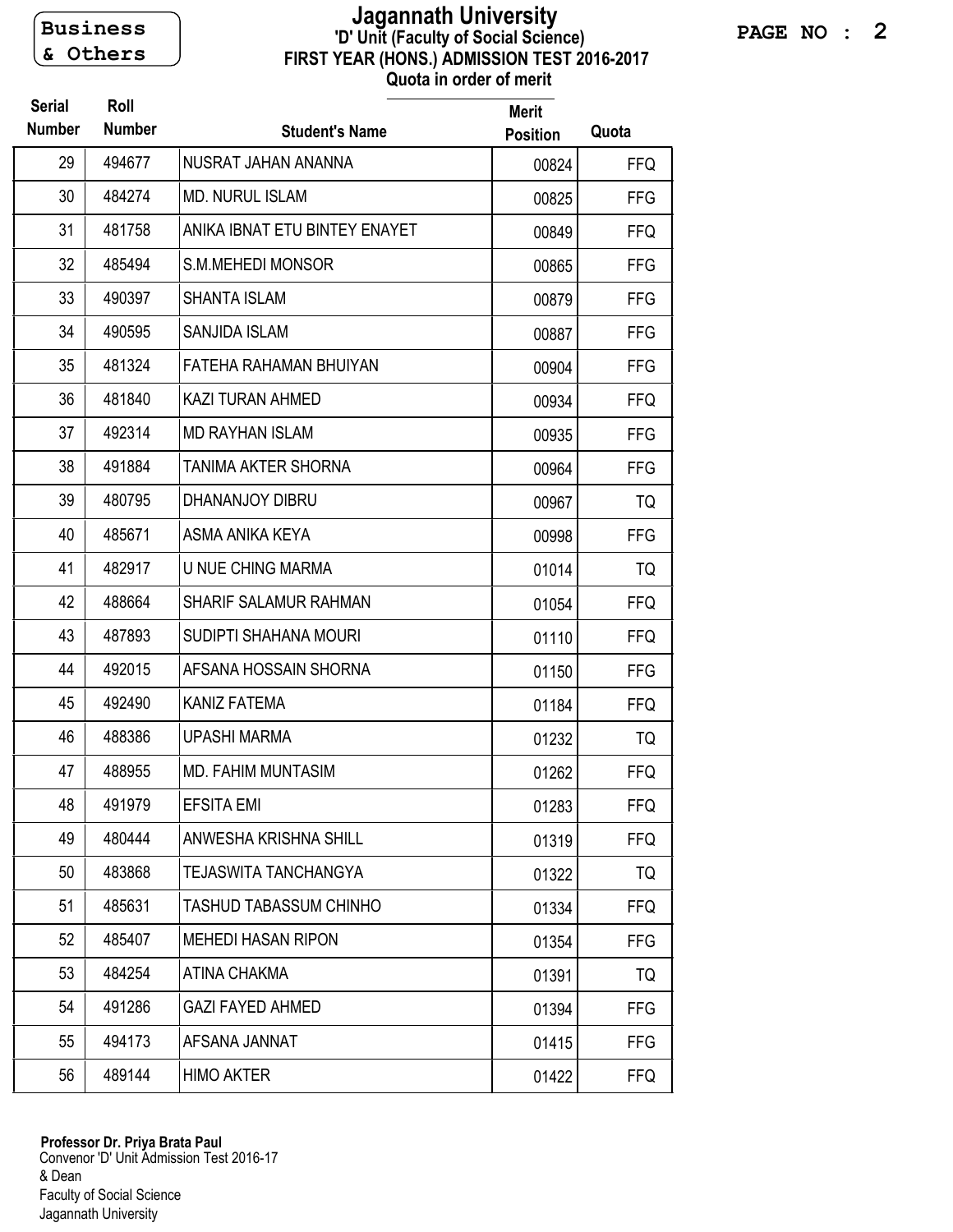Business & Others

# Jagannath University

## 'D' Unit (Faculty of Social Science)

### FIRST YEAR (HONS.) ADMISSION TEST 2016-2017

### Quota in order of merit

| Serial Number | Roll Number | Student's Name | Merit Position | Quota |
|---|---|---|---|---|
| 29 | 494677 | NUSRAT JAHAN ANANNA | 00824 | FFQ |
| 30 | 484274 | MD. NURUL ISLAM | 00825 | FFG |
| 31 | 481758 | ANIKA IBNAT ETU BINTEY ENAYET | 00849 | FFQ |
| 32 | 485494 | S.M.MEHEDI MONSOR | 00865 | FFG |
| 33 | 490397 | SHANTA ISLAM | 00879 | FFG |
| 34 | 490595 | SANJIDA ISLAM | 00887 | FFG |
| 35 | 481324 | FATEHA RAHAMAN BHUIYAN | 00904 | FFG |
| 36 | 481840 | KAZI TURAN AHMED | 00934 | FFQ |
| 37 | 492314 | MD RAYHAN ISLAM | 00935 | FFG |
| 38 | 491884 | TANIMA AKTER SHORNA | 00964 | FFG |
| 39 | 480795 | DHANANJOY DIBRU | 00967 | TQ |
| 40 | 485671 | ASMA ANIKA KEYA | 00998 | FFG |
| 41 | 482917 | U NUE CHING MARMA | 01014 | TQ |
| 42 | 488664 | SHARIF SALAMUR RAHMAN | 01054 | FFQ |
| 43 | 487893 | SUDIPTI SHAHANA MOURI | 01110 | FFQ |
| 44 | 492015 | AFSANA HOSSAIN SHORNA | 01150 | FFG |
| 45 | 492490 | KANIZ FATEMA | 01184 | FFQ |
| 46 | 488386 | UPASHI MARMA | 01232 | TQ |
| 47 | 488955 | MD. FAHIM MUNTASIM | 01262 | FFQ |
| 48 | 491979 | EFSITA EMI | 01283 | FFQ |
| 49 | 480444 | ANWESHA KRISHNA SHILL | 01319 | FFQ |
| 50 | 483868 | TEJASWITA TANCHANGYA | 01322 | TQ |
| 51 | 485631 | TASHUD TABASSUM CHINHO | 01334 | FFQ |
| 52 | 485407 | MEHEDI HASAN RIPON | 01354 | FFG |
| 53 | 484254 | ATINA CHAKMA | 01391 | TQ |
| 54 | 491286 | GAZI FAYED AHMED | 01394 | FFG |
| 55 | 494173 | AFSANA JANNAT | 01415 | FFG |
| 56 | 489144 | HIMO AKTER | 01422 | FFQ |

**Professor Dr. Priya Brata Paul**
Convenor 'D' Unit Admission Test 2016-17
& Dean
Faculty of Social Science
Jagannath University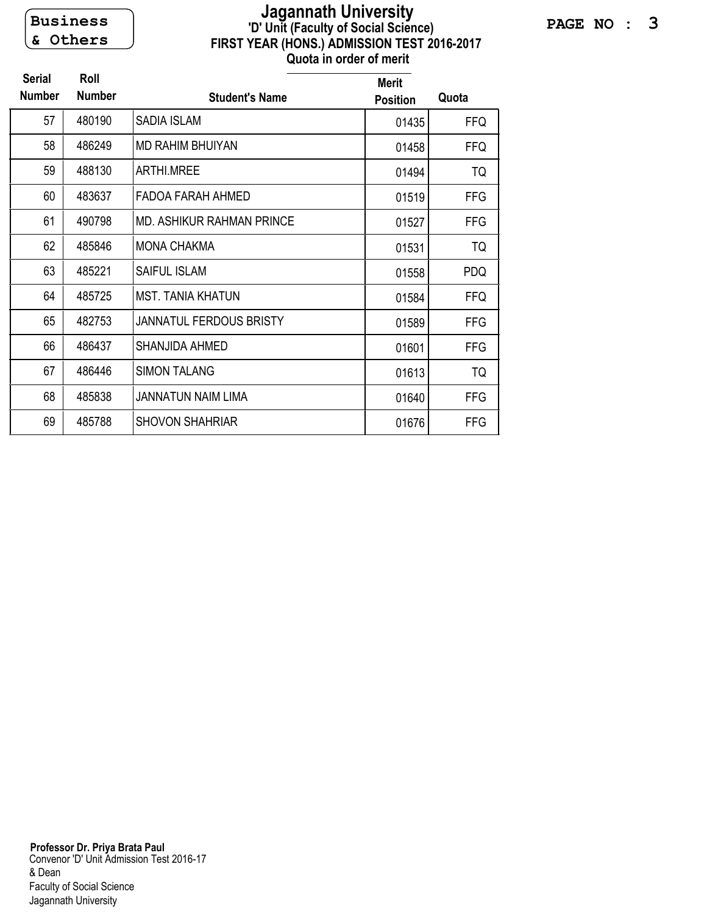Business & Others

# Jagannath University

## 'D' Unit (Faculty of Social Science)

### FIRST YEAR (HONS.) ADMISSION TEST 2016-2017

### Quota in order of merit

| Serial Number | Roll Number | Student's Name | Merit Position | Quota |
|---|---|---|---|---|
| 57 | 480190 | SADIA ISLAM | 01435 | FFQ |
| 58 | 486249 | MD RAHIM BHUIYAN | 01458 | FFQ |
| 59 | 488130 | ARTHI.MREE | 01494 | TQ |
| 60 | 483637 | FADOA FARAH AHMED | 01519 | FFG |
| 61 | 490798 | MD. ASHIKUR RAHMAN PRINCE | 01527 | FFG |
| 62 | 485846 | MONA CHAKMA | 01531 | TQ |
| 63 | 485221 | SAIFUL ISLAM | 01558 | PDQ |
| 64 | 485725 | MST. TANIA KHATUN | 01584 | FFQ |
| 65 | 482753 | JANNATUL FERDOUS BRISTY | 01589 | FFG |
| 66 | 486437 | SHANJIDA AHMED | 01601 | FFG |
| 67 | 486446 | SIMON TALANG | 01613 | TQ |
| 68 | 485838 | JANNATUN NAIM LIMA | 01640 | FFG |
| 69 | 485788 | SHOVON SHAHRIAR | 01676 | FFG |

**Professor Dr. Priya Brata Paul**
Convenor 'D' Unit Admission Test 2016-17
& Dean
Faculty of Social Science
Jagannath University